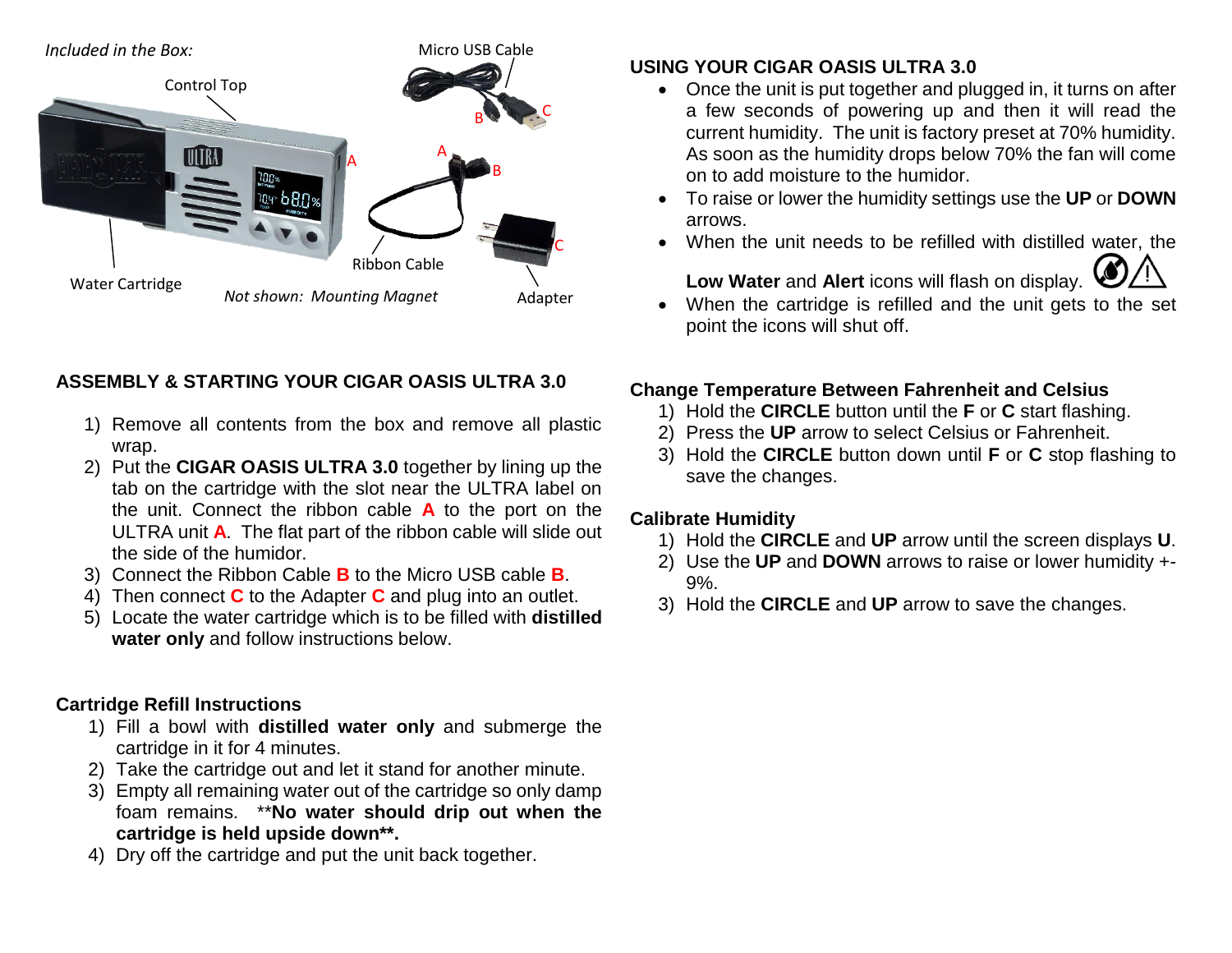*Included in the Box:*

Control Top

Micro USB Cable

Water Cartridge

Ribbon Cable

Adapter

*Not shown: Mounting Magnet*

## ASSEMBLY & STARTING YOUR CIGAR OASIS ULTRA 3.0

1) Remove all contents from the box and remove all plastic wrap.
2) Put the **CIGAR OASIS ULTRA 3.0** together by lining up the tab on the cartridge with the slot near the ULTRA label on the unit. Connect the ribbon cable **A** to the port on the ULTRA unit **A**. The flat part of the ribbon cable will slide out the side of the humidor.
3) Connect the Ribbon Cable **B** to the Micro USB cable **B**.
4) Then connect **C** to the Adapter **C** and plug into an outlet.
5) Locate the water cartridge which is to be filled with **distilled water only** and follow instructions below.

## Cartridge Refill Instructions

1) Fill a bowl with **distilled water only** and submerge the cartridge in it for 4 minutes.
2) Take the cartridge out and let it stand for another minute.
3) Empty all remaining water out of the cartridge so only damp foam remains. ****No water should drip out when the cartridge is held upside down**.**
4) Dry off the cartridge and put the unit back together.

## USING YOUR CIGAR OASIS ULTRA 3.0

- Once the unit is put together and plugged in, it turns on after a few seconds of powering up and then it will read the current humidity. The unit is factory preset at 70% humidity. As soon as the humidity drops below 70% the fan will come on to add moisture to the humidor.
- To raise or lower the humidity settings use the **UP** or **DOWN** arrows.
- When the unit needs to be refilled with distilled water, the **Low Water** and **Alert** icons will flash on display.
- When the cartridge is refilled and the unit gets to the set point the icons will shut off.

## Change Temperature Between Fahrenheit and Celsius

1) Hold the **CIRCLE** button until the **F** or **C** start flashing.
2) Press the **UP** arrow to select Celsius or Fahrenheit.
3) Hold the **CIRCLE** button down until **F** or **C** stop flashing to save the changes.

## Calibrate Humidity

1) Hold the **CIRCLE** and **UP** arrow until the screen displays **U**.
2) Use the **UP** and **DOWN** arrows to raise or lower humidity +-9%.
3) Hold the **CIRCLE** and **UP** arrow to save the changes.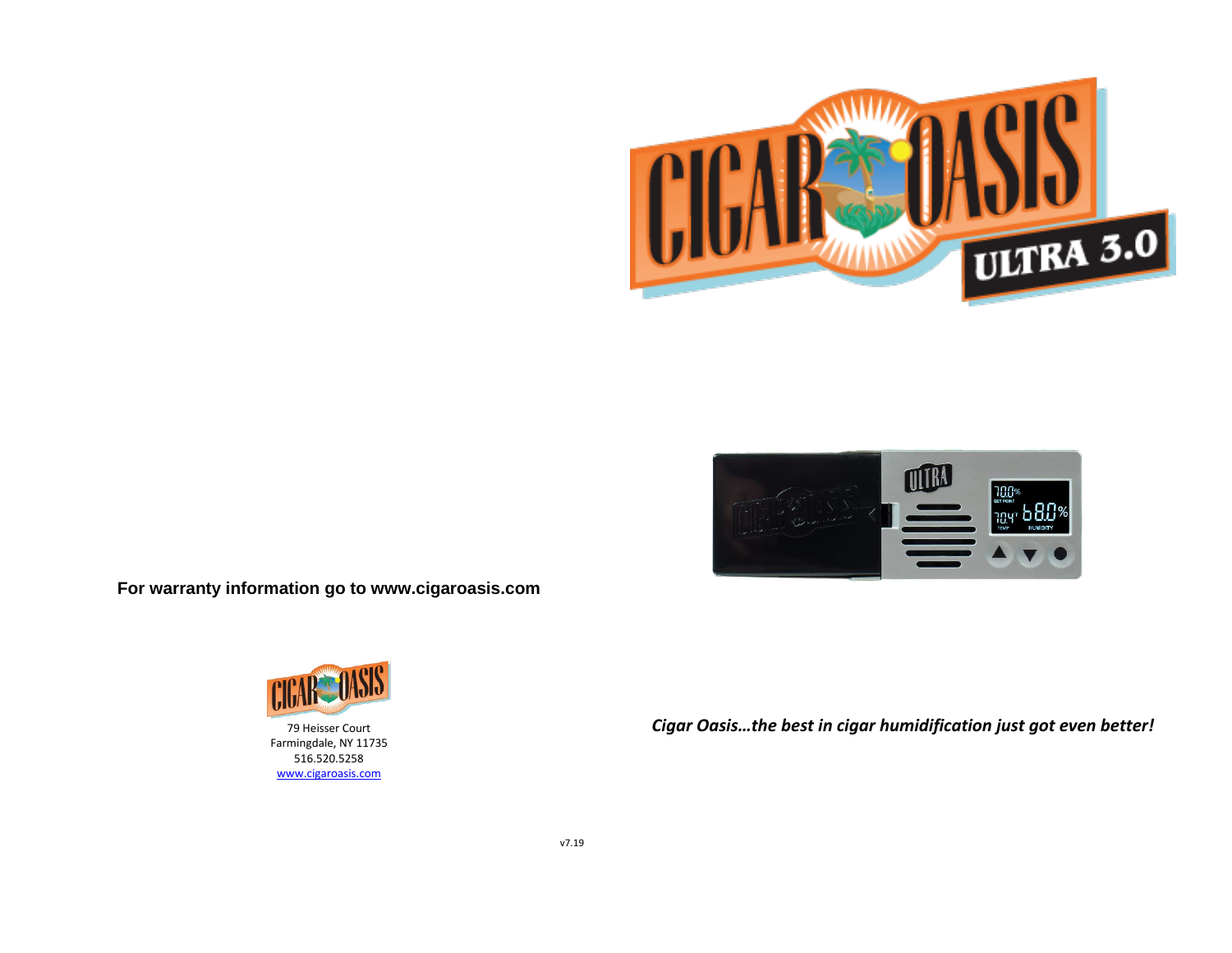**For warranty information go to www.cigaroasis.com**

79 Heisser Court
Farmingdale, NY 11735
516.520.5258
[www.cigaroasis.com](http://www.cigaroasis.com)

***Cigar Oasis…the best in cigar humidification just got even better!***

v7.19